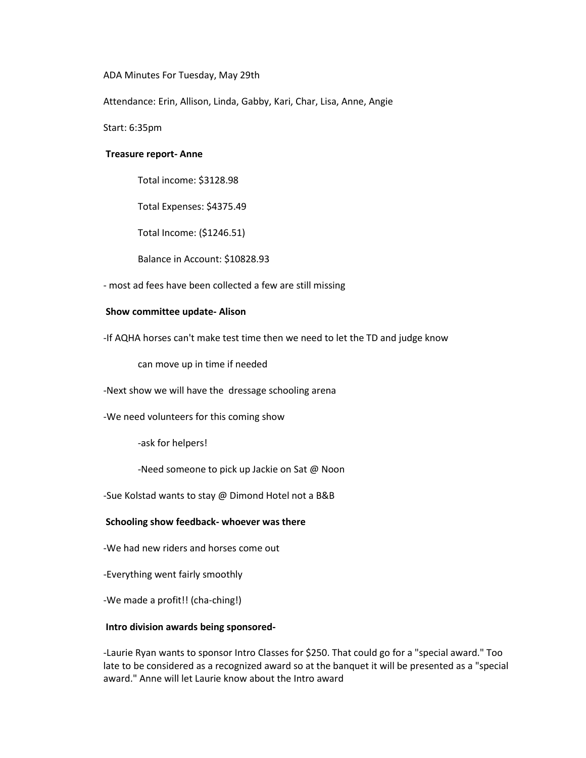ADA Minutes For Tuesday, May 29th

Attendance: Erin, Allison, Linda, Gabby, Kari, Char, Lisa, Anne, Angie

Start: 6:35pm

**Treasure report- Anne**

> Total income: $3128.98
>
> Total Expenses: $4375.49
>
> Total Income: ($1246.51)
>
> Balance in Account: $10828.93

- most ad fees have been collected a few are still missing

**Show committee update- Alison**

-If AQHA horses can't make test time then we need to let the TD and judge know

> can move up in time if needed

-Next show we will have the  dressage schooling arena

-We need volunteers for this coming show

> -ask for helpers!
>
> -Need someone to pick up Jackie on Sat @ Noon

-Sue Kolstad wants to stay @ Dimond Hotel not a B&B

**Schooling show feedback- whoever was there**

-We had new riders and horses come out

-Everything went fairly smoothly

-We made a profit!! (cha-ching!)

**Intro division awards being sponsored-**

-Laurie Ryan wants to sponsor Intro Classes for $250. That could go for a "special award." Too late to be considered as a recognized award so at the banquet it will be presented as a "special award." Anne will let Laurie know about the Intro award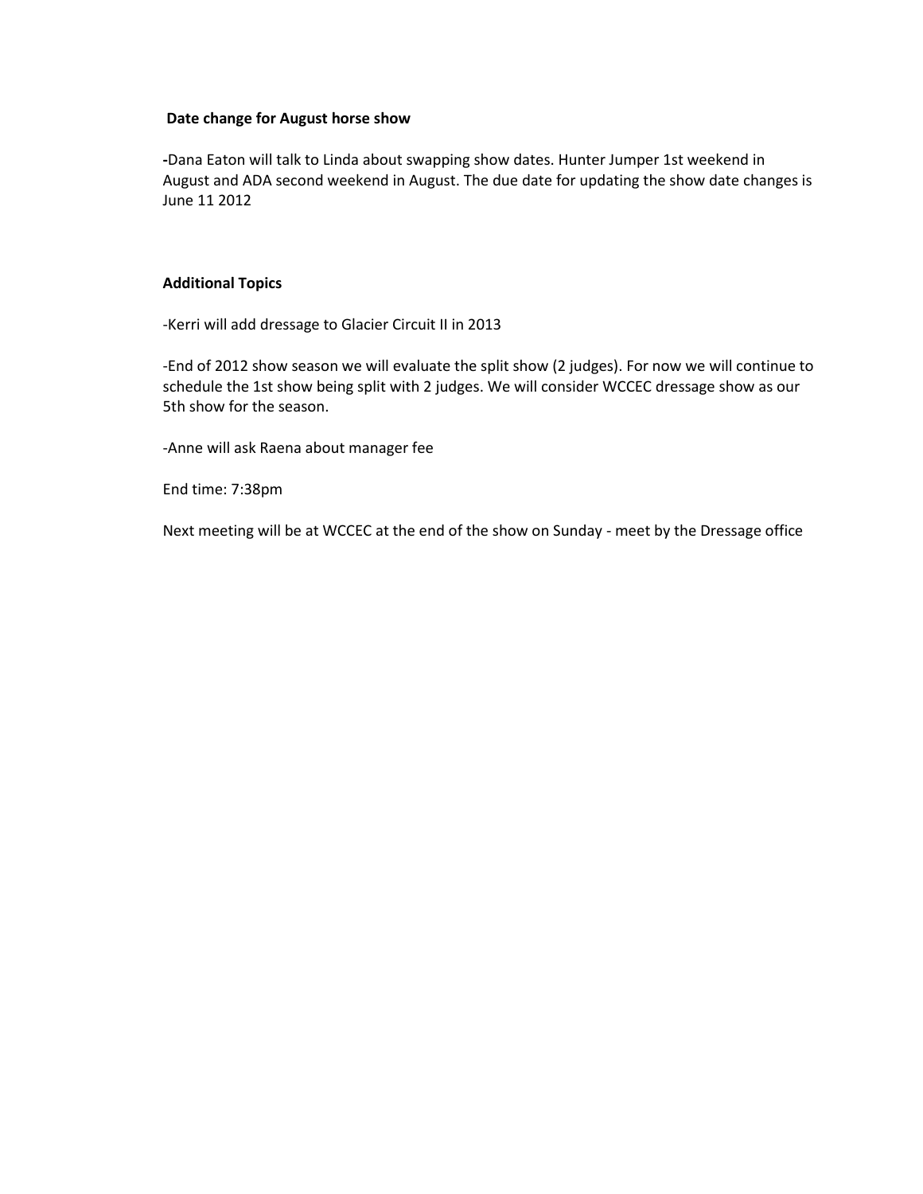**Date change for August horse show**

-Dana Eaton will talk to Linda about swapping show dates. Hunter Jumper 1st weekend in August and ADA second weekend in August. The due date for updating the show date changes is June 11 2012

**Additional Topics**

-Kerri will add dressage to Glacier Circuit II in 2013

-End of 2012 show season we will evaluate the split show (2 judges). For now we will continue to schedule the 1st show being split with 2 judges. We will consider WCCEC dressage show as our 5th show for the season.

-Anne will ask Raena about manager fee

End time: 7:38pm

Next meeting will be at WCCEC at the end of the show on Sunday - meet by the Dressage office